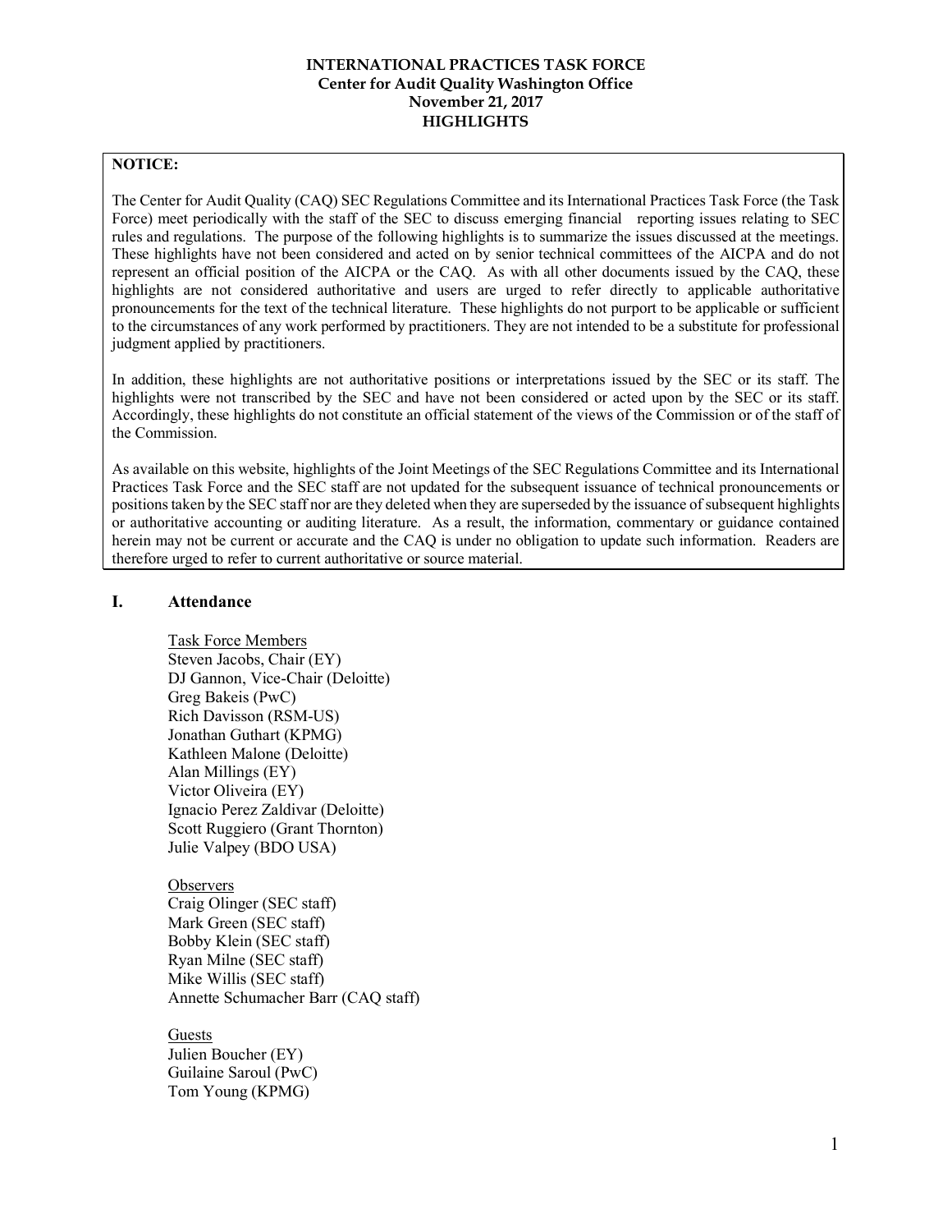**INTERNATIONAL PRACTICES TASK FORCE**
**Center for Audit Quality Washington Office**
**November 21, 2017**
**HIGHLIGHTS**

**NOTICE:**

The Center for Audit Quality (CAQ) SEC Regulations Committee and its International Practices Task Force (the Task Force) meet periodically with the staff of the SEC to discuss emerging financial reporting issues relating to SEC rules and regulations. The purpose of the following highlights is to summarize the issues discussed at the meetings. These highlights have not been considered and acted on by senior technical committees of the AICPA and do not represent an official position of the AICPA or the CAQ. As with all other documents issued by the CAQ, these highlights are not considered authoritative and users are urged to refer directly to applicable authoritative pronouncements for the text of the technical literature. These highlights do not purport to be applicable or sufficient to the circumstances of any work performed by practitioners. They are not intended to be a substitute for professional judgment applied by practitioners.

In addition, these highlights are not authoritative positions or interpretations issued by the SEC or its staff. The highlights were not transcribed by the SEC and have not been considered or acted upon by the SEC or its staff. Accordingly, these highlights do not constitute an official statement of the views of the Commission or of the staff of the Commission.

As available on this website, highlights of the Joint Meetings of the SEC Regulations Committee and its International Practices Task Force and the SEC staff are not updated for the subsequent issuance of technical pronouncements or positions taken by the SEC staff nor are they deleted when they are superseded by the issuance of subsequent highlights or authoritative accounting or auditing literature. As a result, the information, commentary or guidance contained herein may not be current or accurate and the CAQ is under no obligation to update such information. Readers are therefore urged to refer to current authoritative or source material.

## I. Attendance

Task Force Members
Steven Jacobs, Chair (EY)
DJ Gannon, Vice-Chair (Deloitte)
Greg Bakeis (PwC)
Rich Davisson (RSM-US)
Jonathan Guthart (KPMG)
Kathleen Malone (Deloitte)
Alan Millings (EY)
Victor Oliveira (EY)
Ignacio Perez Zaldivar (Deloitte)
Scott Ruggiero (Grant Thornton)
Julie Valpey (BDO USA)

Observers
Craig Olinger (SEC staff)
Mark Green (SEC staff)
Bobby Klein (SEC staff)
Ryan Milne (SEC staff)
Mike Willis (SEC staff)
Annette Schumacher Barr (CAQ staff)

Guests
Julien Boucher (EY)
Guilaine Saroul (PwC)
Tom Young (KPMG)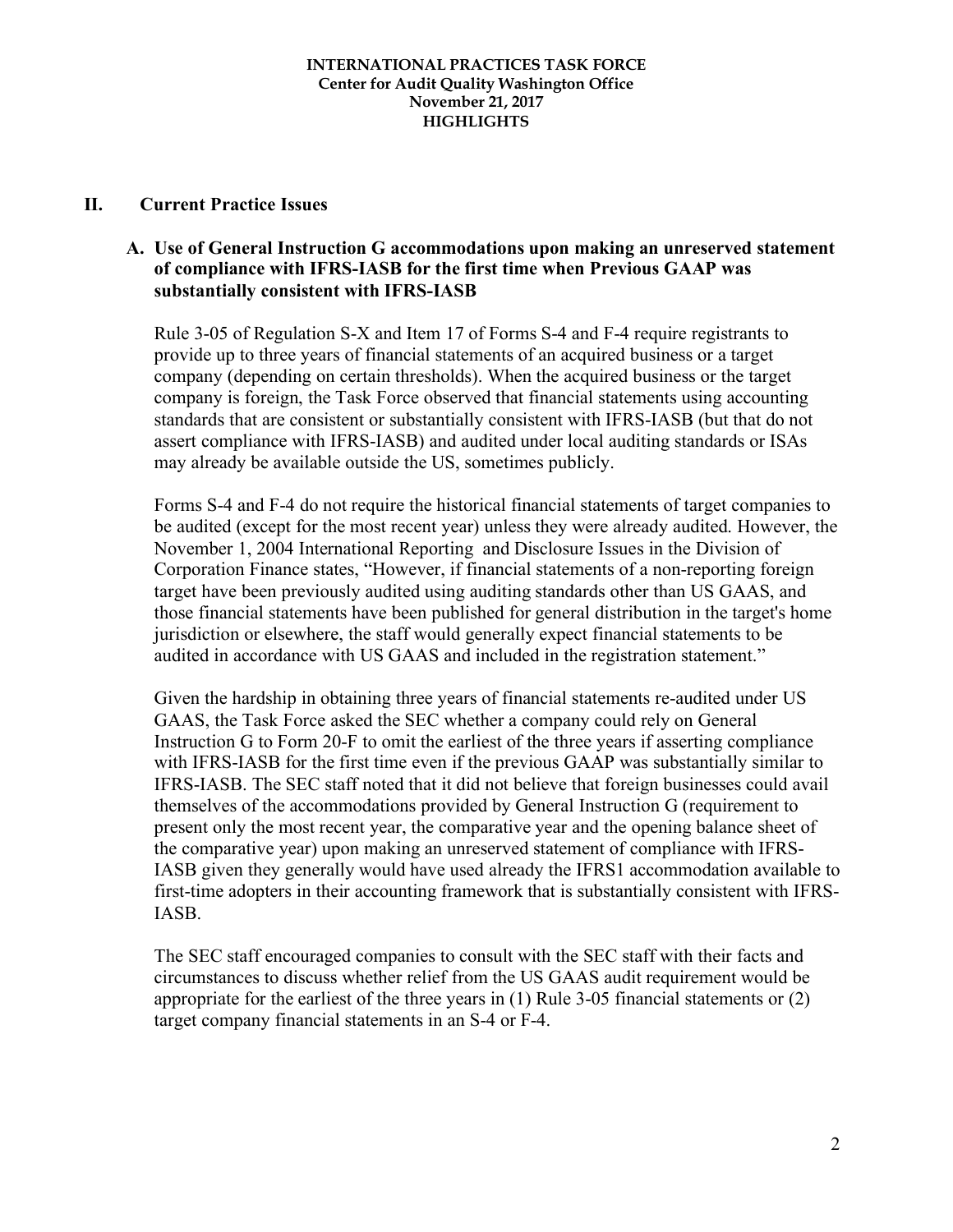## II. Current Practice Issues

### A. Use of General Instruction G accommodations upon making an unreserved statement of compliance with IFRS-IASB for the first time when Previous GAAP was substantially consistent with IFRS-IASB

Rule 3-05 of Regulation S-X and Item 17 of Forms S-4 and F-4 require registrants to provide up to three years of financial statements of an acquired business or a target company (depending on certain thresholds). When the acquired business or the target company is foreign, the Task Force observed that financial statements using accounting standards that are consistent or substantially consistent with IFRS-IASB (but that do not assert compliance with IFRS-IASB) and audited under local auditing standards or ISAs may already be available outside the US, sometimes publicly.

Forms S-4 and F-4 do not require the historical financial statements of target companies to be audited (except for the most recent year) unless they were already audited. However, the November 1, 2004 International Reporting and Disclosure Issues in the Division of Corporation Finance states, "However, if financial statements of a non-reporting foreign target have been previously audited using auditing standards other than US GAAS, and those financial statements have been published for general distribution in the target's home jurisdiction or elsewhere, the staff would generally expect financial statements to be audited in accordance with US GAAS and included in the registration statement."

Given the hardship in obtaining three years of financial statements re-audited under US GAAS, the Task Force asked the SEC whether a company could rely on General Instruction G to Form 20-F to omit the earliest of the three years if asserting compliance with IFRS-IASB for the first time even if the previous GAAP was substantially similar to IFRS-IASB. The SEC staff noted that it did not believe that foreign businesses could avail themselves of the accommodations provided by General Instruction G (requirement to present only the most recent year, the comparative year and the opening balance sheet of the comparative year) upon making an unreserved statement of compliance with IFRS-IASB given they generally would have used already the IFRS1 accommodation available to first-time adopters in their accounting framework that is substantially consistent with IFRS-IASB.

The SEC staff encouraged companies to consult with the SEC staff with their facts and circumstances to discuss whether relief from the US GAAS audit requirement would be appropriate for the earliest of the three years in (1) Rule 3-05 financial statements or (2) target company financial statements in an S-4 or F-4.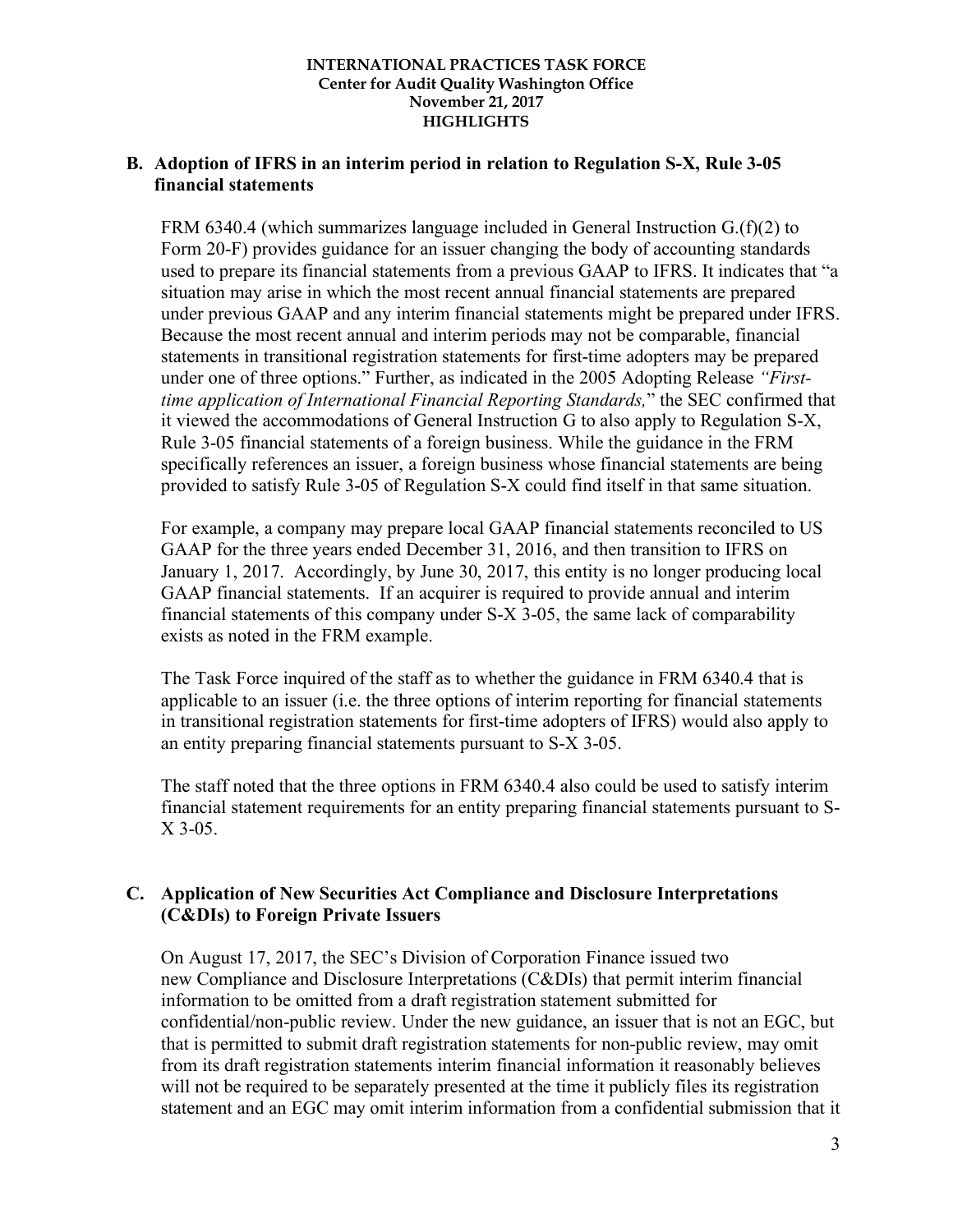## B. Adoption of IFRS in an interim period in relation to Regulation S-X, Rule 3-05 financial statements

FRM 6340.4 (which summarizes language included in General Instruction G.(f)(2) to Form 20-F) provides guidance for an issuer changing the body of accounting standards used to prepare its financial statements from a previous GAAP to IFRS. It indicates that "a situation may arise in which the most recent annual financial statements are prepared under previous GAAP and any interim financial statements might be prepared under IFRS. Because the most recent annual and interim periods may not be comparable, financial statements in transitional registration statements for first-time adopters may be prepared under one of three options." Further, as indicated in the 2005 Adopting Release *"First-time application of International Financial Reporting Standards,"* the SEC confirmed that it viewed the accommodations of General Instruction G to also apply to Regulation S-X, Rule 3-05 financial statements of a foreign business. While the guidance in the FRM specifically references an issuer, a foreign business whose financial statements are being provided to satisfy Rule 3-05 of Regulation S-X could find itself in that same situation.

For example, a company may prepare local GAAP financial statements reconciled to US GAAP for the three years ended December 31, 2016, and then transition to IFRS on January 1, 2017. Accordingly, by June 30, 2017, this entity is no longer producing local GAAP financial statements. If an acquirer is required to provide annual and interim financial statements of this company under S-X 3-05, the same lack of comparability exists as noted in the FRM example.

The Task Force inquired of the staff as to whether the guidance in FRM 6340.4 that is applicable to an issuer (i.e. the three options of interim reporting for financial statements in transitional registration statements for first-time adopters of IFRS) would also apply to an entity preparing financial statements pursuant to S-X 3-05.

The staff noted that the three options in FRM 6340.4 also could be used to satisfy interim financial statement requirements for an entity preparing financial statements pursuant to S-X 3-05.

## C. Application of New Securities Act Compliance and Disclosure Interpretations (C&DIs) to Foreign Private Issuers

On August 17, 2017, the SEC's Division of Corporation Finance issued two new Compliance and Disclosure Interpretations (C&DIs) that permit interim financial information to be omitted from a draft registration statement submitted for confidential/non-public review. Under the new guidance, an issuer that is not an EGC, but that is permitted to submit draft registration statements for non-public review, may omit from its draft registration statements interim financial information it reasonably believes will not be required to be separately presented at the time it publicly files its registration statement and an EGC may omit interim information from a confidential submission that it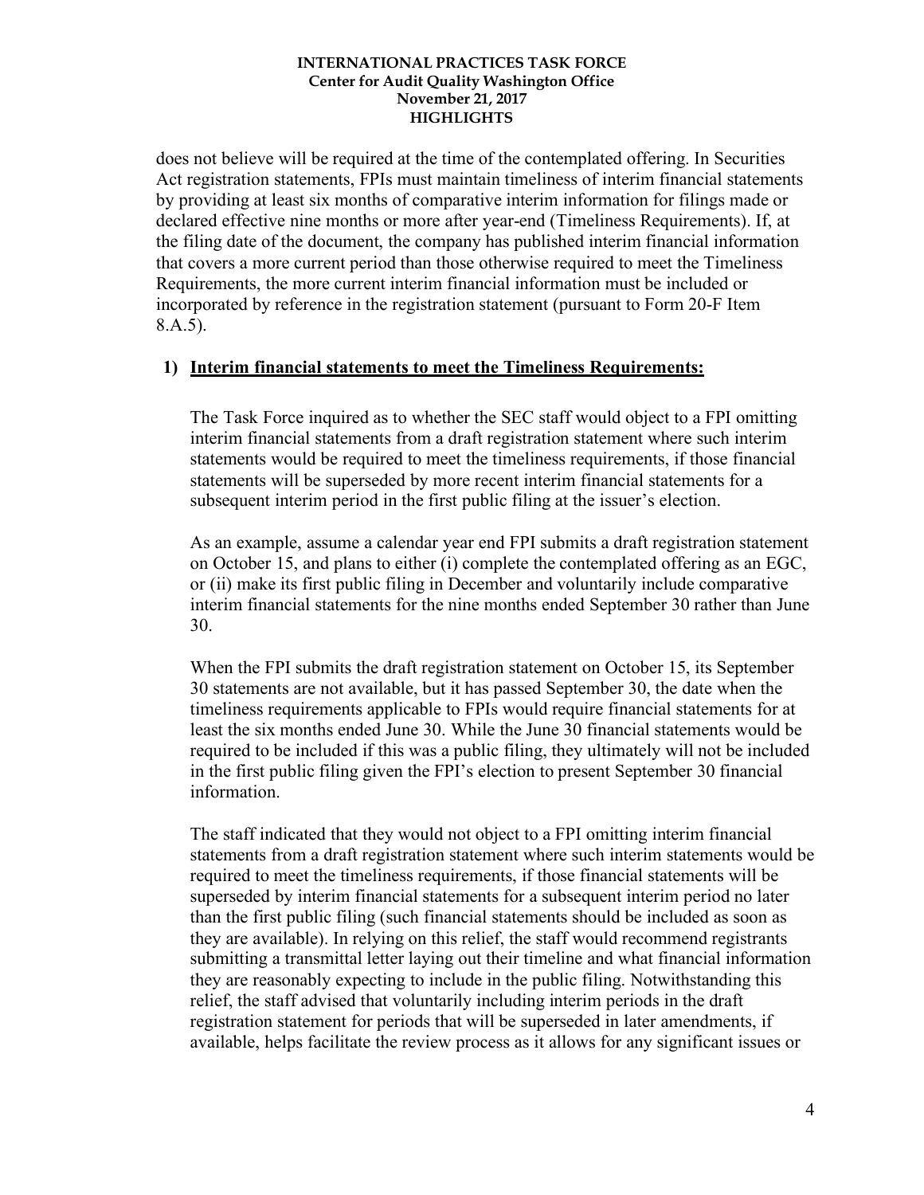does not believe will be required at the time of the contemplated offering. In Securities Act registration statements, FPIs must maintain timeliness of interim financial statements by providing at least six months of comparative interim information for filings made or declared effective nine months or more after year-end (Timeliness Requirements). If, at the filing date of the document, the company has published interim financial information that covers a more current period than those otherwise required to meet the Timeliness Requirements, the more current interim financial information must be included or incorporated by reference in the registration statement (pursuant to Form 20-F Item 8.A.5).

1) **Interim financial statements to meet the Timeliness Requirements:**

The Task Force inquired as to whether the SEC staff would object to a FPI omitting interim financial statements from a draft registration statement where such interim statements would be required to meet the timeliness requirements, if those financial statements will be superseded by more recent interim financial statements for a subsequent interim period in the first public filing at the issuer's election.

As an example, assume a calendar year end FPI submits a draft registration statement on October 15, and plans to either (i) complete the contemplated offering as an EGC, or (ii) make its first public filing in December and voluntarily include comparative interim financial statements for the nine months ended September 30 rather than June 30.

When the FPI submits the draft registration statement on October 15, its September 30 statements are not available, but it has passed September 30, the date when the timeliness requirements applicable to FPIs would require financial statements for at least the six months ended June 30. While the June 30 financial statements would be required to be included if this was a public filing, they ultimately will not be included in the first public filing given the FPI's election to present September 30 financial information.

The staff indicated that they would not object to a FPI omitting interim financial statements from a draft registration statement where such interim statements would be required to meet the timeliness requirements, if those financial statements will be superseded by interim financial statements for a subsequent interim period no later than the first public filing (such financial statements should be included as soon as they are available). In relying on this relief, the staff would recommend registrants submitting a transmittal letter laying out their timeline and what financial information they are reasonably expecting to include in the public filing. Notwithstanding this relief, the staff advised that voluntarily including interim periods in the draft registration statement for periods that will be superseded in later amendments, if available, helps facilitate the review process as it allows for any significant issues or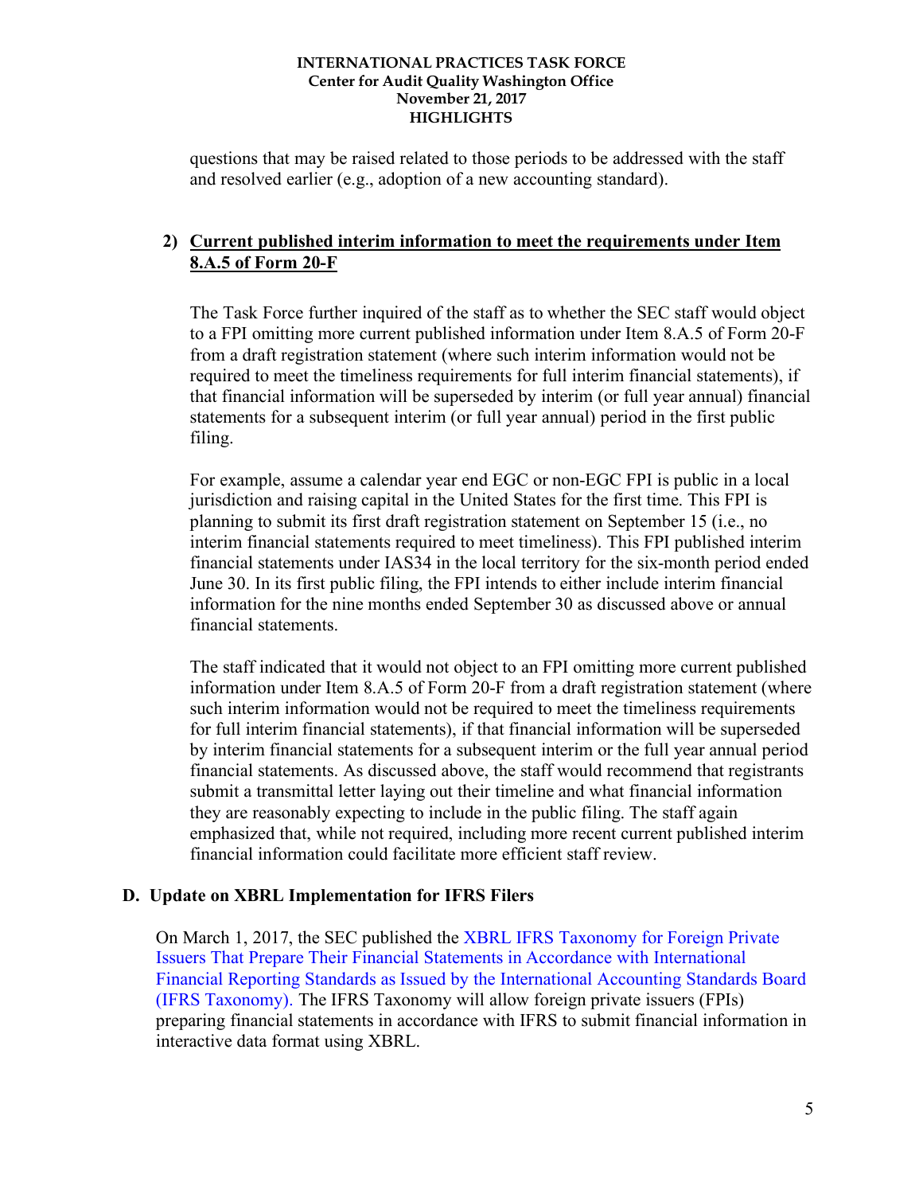questions that may be raised related to those periods to be addressed with the staff and resolved earlier (e.g., adoption of a new accounting standard).

**2) <u>Current published interim information to meet the requirements under Item 8.A.5 of Form 20-F</u>**

The Task Force further inquired of the staff as to whether the SEC staff would object to a FPI omitting more current published information under Item 8.A.5 of Form 20-F from a draft registration statement (where such interim information would not be required to meet the timeliness requirements for full interim financial statements), if that financial information will be superseded by interim (or full year annual) financial statements for a subsequent interim (or full year annual) period in the first public filing.

For example, assume a calendar year end EGC or non-EGC FPI is public in a local jurisdiction and raising capital in the United States for the first time. This FPI is planning to submit its first draft registration statement on September 15 (i.e., no interim financial statements required to meet timeliness). This FPI published interim financial statements under IAS34 in the local territory for the six-month period ended June 30. In its first public filing, the FPI intends to either include interim financial information for the nine months ended September 30 as discussed above or annual financial statements.

The staff indicated that it would not object to an FPI omitting more current published information under Item 8.A.5 of Form 20-F from a draft registration statement (where such interim information would not be required to meet the timeliness requirements for full interim financial statements), if that financial information will be superseded by interim financial statements for a subsequent interim or the full year annual period financial statements. As discussed above, the staff would recommend that registrants submit a transmittal letter laying out their timeline and what financial information they are reasonably expecting to include in the public filing. The staff again emphasized that, while not required, including more recent current published interim financial information could facilitate more efficient staff review.

## D. Update on XBRL Implementation for IFRS Filers

On March 1, 2017, the SEC published the XBRL IFRS Taxonomy for Foreign Private Issuers That Prepare Their Financial Statements in Accordance with International Financial Reporting Standards as Issued by the International Accounting Standards Board (IFRS Taxonomy). The IFRS Taxonomy will allow foreign private issuers (FPIs) preparing financial statements in accordance with IFRS to submit financial information in interactive data format using XBRL.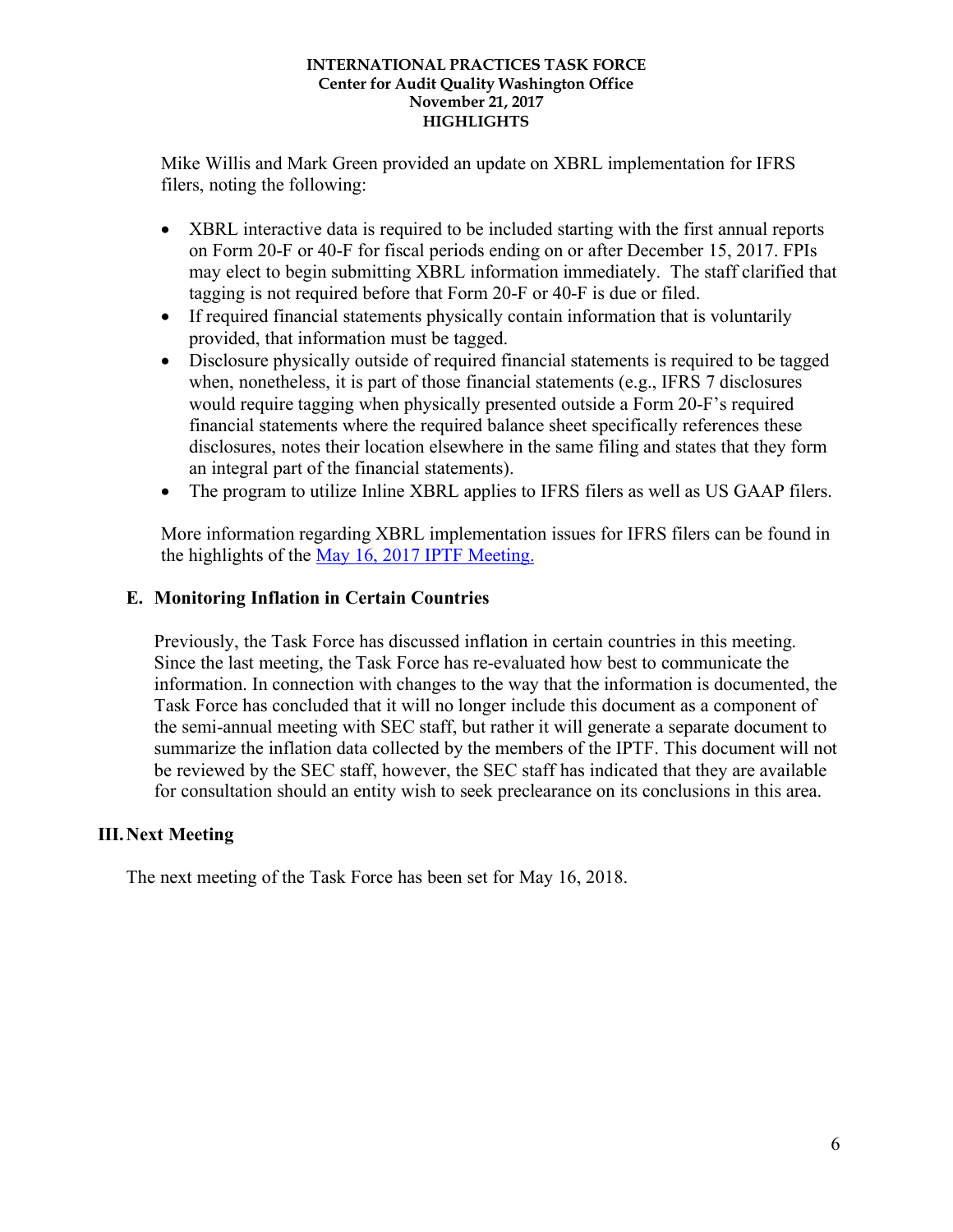Mike Willis and Mark Green provided an update on XBRL implementation for IFRS filers, noting the following:

- XBRL interactive data is required to be included starting with the first annual reports on Form 20-F or 40-F for fiscal periods ending on or after December 15, 2017. FPIs may elect to begin submitting XBRL information immediately. The staff clarified that tagging is not required before that Form 20-F or 40-F is due or filed.
- If required financial statements physically contain information that is voluntarily provided, that information must be tagged.
- Disclosure physically outside of required financial statements is required to be tagged when, nonetheless, it is part of those financial statements (e.g., IFRS 7 disclosures would require tagging when physically presented outside a Form 20-F's required financial statements where the required balance sheet specifically references these disclosures, notes their location elsewhere in the same filing and states that they form an integral part of the financial statements).
- The program to utilize Inline XBRL applies to IFRS filers as well as US GAAP filers.

More information regarding XBRL implementation issues for IFRS filers can be found in the highlights of the May 16, 2017 IPTF Meeting.

### E. Monitoring Inflation in Certain Countries

Previously, the Task Force has discussed inflation in certain countries in this meeting. Since the last meeting, the Task Force has re-evaluated how best to communicate the information. In connection with changes to the way that the information is documented, the Task Force has concluded that it will no longer include this document as a component of the semi-annual meeting with SEC staff, but rather it will generate a separate document to summarize the inflation data collected by the members of the IPTF. This document will not be reviewed by the SEC staff, however, the SEC staff has indicated that they are available for consultation should an entity wish to seek preclearance on its conclusions in this area.

## III. Next Meeting

The next meeting of the Task Force has been set for May 16, 2018.